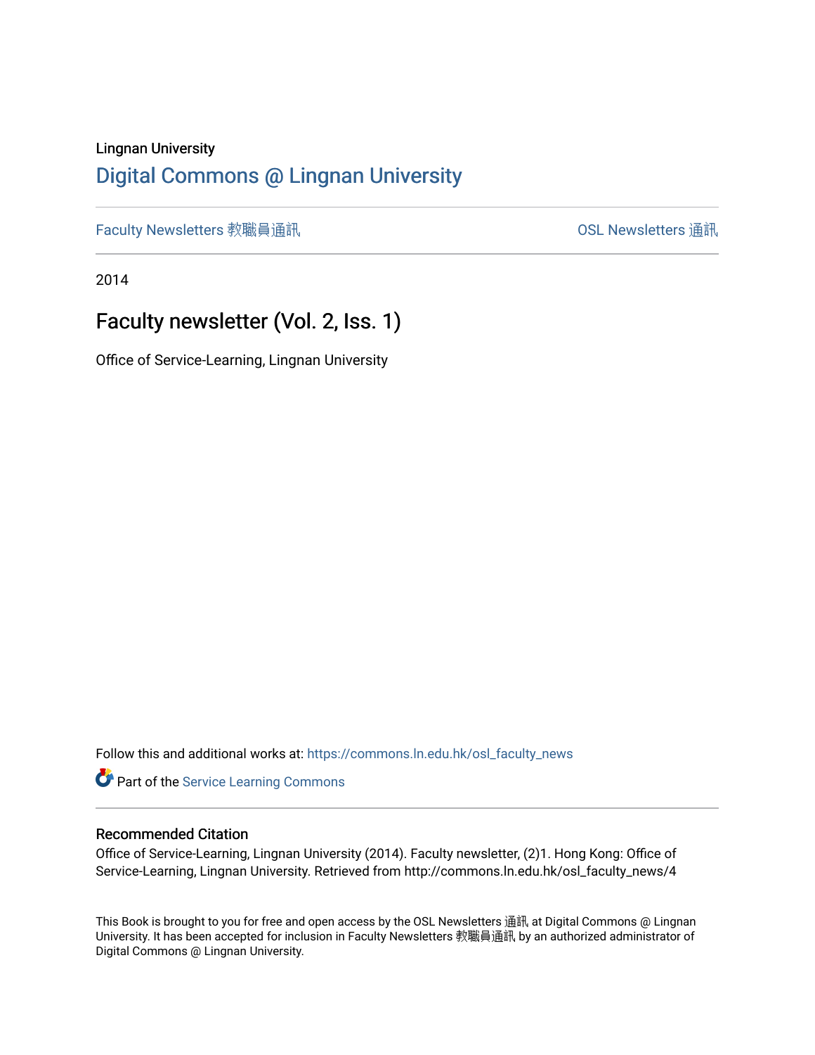Lingnan University

# Digital Commons @ Lingnan University

Faculty Newsletters 教職員通訊 | OSL Newsletters 通訊

2014

## Faculty newsletter (Vol. 2, Iss. 1)

Office of Service-Learning, Lingnan University

Follow this and additional works at: https://commons.ln.edu.hk/osl_faculty_news

Part of the Service Learning Commons

### Recommended Citation

Office of Service-Learning, Lingnan University (2014). Faculty newsletter, (2)1. Hong Kong: Office of Service-Learning, Lingnan University. Retrieved from http://commons.ln.edu.hk/osl_faculty_news/4

This Book is brought to you for free and open access by the OSL Newsletters 通訊 at Digital Commons @ Lingnan University. It has been accepted for inclusion in Faculty Newsletters 教職員通訊 by an authorized administrator of Digital Commons @ Lingnan University.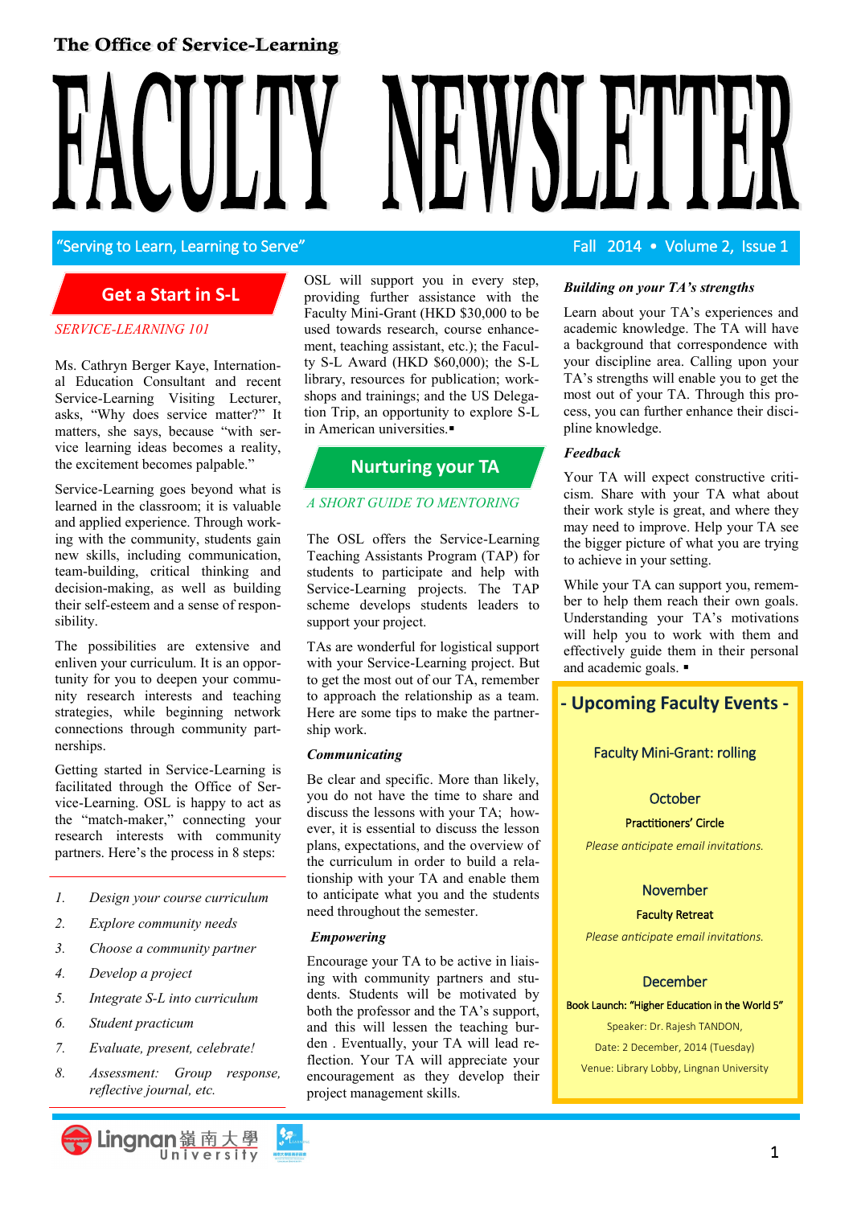The Office of Service-Learning

# FACULTY NEWSLETTER

"Serving to Learn, Learning to Serve" — Fall 2014 • Volume 2, Issue 1

## Get a Start in S-L

*SERVICE-LEARNING 101*

Ms. Cathryn Berger Kaye, International Education Consultant and recent Service-Learning Visiting Lecturer, asks, "Why does service matter?" It matters, she says, because "with service learning ideas becomes a reality, the excitement becomes palpable."

Service-Learning goes beyond what is learned in the classroom; it is valuable and applied experience. Through working with the community, students gain new skills, including communication, team-building, critical thinking and decision-making, as well as building their self-esteem and a sense of responsibility.

The possibilities are extensive and enliven your curriculum. It is an opportunity for you to deepen your community research interests and teaching strategies, while beginning network connections through community partnerships.

Getting started in Service-Learning is facilitated through the Office of Service-Learning. OSL is happy to act as the "match-maker," connecting your research interests with community partners. Here's the process in 8 steps:

1. *Design your course curriculum*
2. *Explore community needs*
3. *Choose a community partner*
4. *Develop a project*
5. *Integrate S-L into curriculum*
6. *Student practicum*
7. *Evaluate, present, celebrate!*
8. *Assessment: Group response, reflective journal, etc.*

OSL will support you in every step, providing further assistance with the Faculty Mini-Grant (HKD $30,000 to be used towards research, course enhancement, teaching assistant, etc.); the Faculty S-L Award (HKD $60,000); the S-L library, resources for publication; workshops and trainings; and the US Delegation Trip, an opportunity to explore S-L in American universities.▪

## Nurturing your TA

*A SHORT GUIDE TO MENTORING*

The OSL offers the Service-Learning Teaching Assistants Program (TAP) for students to participate and help with Service-Learning projects. The TAP scheme develops students leaders to support your project.

TAs are wonderful for logistical support with your Service-Learning project. But to get the most out of our TA, remember to approach the relationship as a team. Here are some tips to make the partnership work.

***Communicating***

Be clear and specific. More than likely, you do not have the time to share and discuss the lessons with your TA; however, it is essential to discuss the lesson plans, expectations, and the overview of the curriculum in order to build a relationship with your TA and enable them to anticipate what you and the students need throughout the semester.

***Empowering***

Encourage your TA to be active in liaising with community partners and students. Students will be motivated by both the professor and the TA's support, and this will lessen the teaching burden . Eventually, your TA will lead reflection. Your TA will appreciate your encouragement as they develop their project management skills.

***Building on your TA's strengths***

Learn about your TA's experiences and academic knowledge. The TA will have a background that correspondence with your discipline area. Calling upon your TA's strengths will enable you to get the most out of your TA. Through this process, you can further enhance their discipline knowledge.

***Feedback***

Your TA will expect constructive criticism. Share with your TA what about their work style is great, and where they may need to improve. Help your TA see the bigger picture of what you are trying to achieve in your setting.

While your TA can support you, remember to help them reach their own goals. Understanding your TA's motivations will help you to work with them and effectively guide them in their personal and academic goals. ▪

## - Upcoming Faculty Events -

Faculty Mini-Grant: rolling

**October**

Practitioners' Circle

*Please anticipate email invitations.*

**November**

Faculty Retreat

*Please anticipate email invitations.*

**December**

Book Launch: "Higher Education in the World 5"

Speaker: Dr. Rajesh TANDON,

Date: 2 December, 2014 (Tuesday)

Venue: Library Lobby, Lingnan University

Lingnan 嶺南大學 University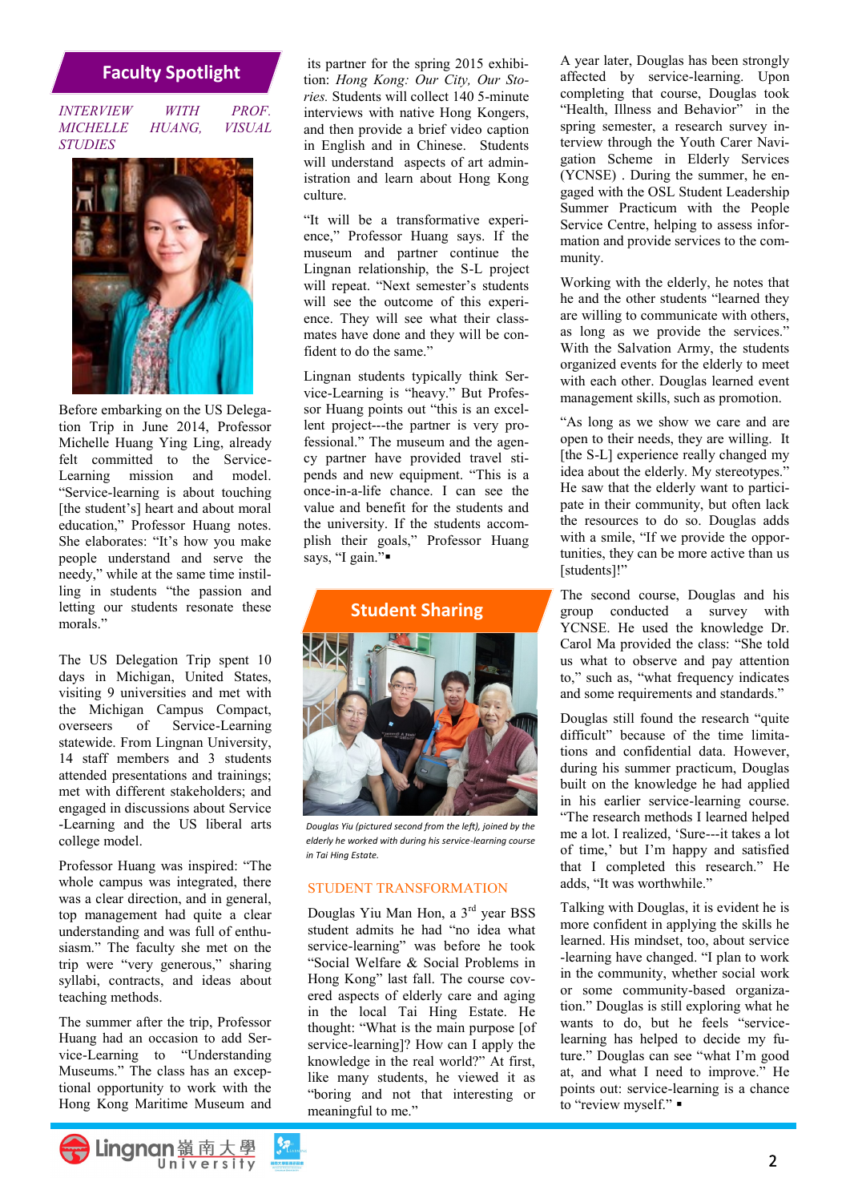## Faculty Spotlight

*INTERVIEW WITH PROF. MICHELLE HUANG, VISUAL STUDIES*

Before embarking on the US Delegation Trip in June 2014, Professor Michelle Huang Ying Ling, already felt committed to the Service-Learning mission and model. "Service-learning is about touching [the student's] heart and about moral education," Professor Huang notes. She elaborates: "It's how you make people understand and serve the needy," while at the same time instilling in students "the passion and letting our students resonate these morals."

The US Delegation Trip spent 10 days in Michigan, United States, visiting 9 universities and met with the Michigan Campus Compact, overseers of Service-Learning statewide. From Lingnan University, 14 staff members and 3 students attended presentations and trainings; met with different stakeholders; and engaged in discussions about Service-Learning and the US liberal arts college model.

Professor Huang was inspired: "The whole campus was integrated, there was a clear direction, and in general, top management had quite a clear understanding and was full of enthusiasm." The faculty she met on the trip were "very generous," sharing syllabi, contracts, and ideas about teaching methods.

The summer after the trip, Professor Huang had an occasion to add Service-Learning to "Understanding Museums." The class has an exceptional opportunity to work with the Hong Kong Maritime Museum and its partner for the spring 2015 exhibition: *Hong Kong: Our City, Our Stories.* Students will collect 140 5-minute interviews with native Hong Kongers, and then provide a brief video caption in English and in Chinese. Students will understand aspects of art administration and learn about Hong Kong culture.

"It will be a transformative experience," Professor Huang says. If the museum and partner continue the Lingnan relationship, the S-L project will repeat. "Next semester's students will see the outcome of this experience. They will see what their classmates have done and they will be confident to do the same."

Lingnan students typically think Service-Learning is "heavy." But Professor Huang points out "this is an excellent project---the partner is very professional." The museum and the agency partner have provided travel stipends and new equipment. "This is a once-in-a-life chance. I can see the value and benefit for the students and the university. If the students accomplish their goals," Professor Huang says, "I gain."▪

## Student Sharing

*Douglas Yiu (pictured second from the left), joined by the elderly he worked with during his service-learning course in Tai Hing Estate.*

### STUDENT TRANSFORMATION

Douglas Yiu Man Hon, a 3rd year BSS student admits he had "no idea what service-learning" was before he took "Social Welfare & Social Problems in Hong Kong" last fall. The course covered aspects of elderly care and aging in the local Tai Hing Estate. He thought: "What is the main purpose [of service-learning]? How can I apply the knowledge in the real world?" At first, like many students, he viewed it as "boring and not that interesting or meaningful to me."

A year later, Douglas has been strongly affected by service-learning. Upon completing that course, Douglas took "Health, Illness and Behavior" in the spring semester, a research survey interview through the Youth Carer Navigation Scheme in Elderly Services (YCNSE) . During the summer, he engaged with the OSL Student Leadership Summer Practicum with the People Service Centre, helping to assess information and provide services to the community.

Working with the elderly, he notes that he and the other students "learned they are willing to communicate with others, as long as we provide the services." With the Salvation Army, the students organized events for the elderly to meet with each other. Douglas learned event management skills, such as promotion.

"As long as we show we care and are open to their needs, they are willing. It [the S-L] experience really changed my idea about the elderly. My stereotypes." He saw that the elderly want to participate in their community, but often lack the resources to do so. Douglas adds with a smile, "If we provide the opportunities, they can be more active than us [students]!"

The second course, Douglas and his group conducted a survey with YCNSE. He used the knowledge Dr. Carol Ma provided the class: "She told us what to observe and pay attention to," such as, "what frequency indicates and some requirements and standards."

Douglas still found the research "quite difficult" because of the time limitations and confidential data. However, during his summer practicum, Douglas built on the knowledge he had applied in his earlier service-learning course. "The research methods I learned helped me a lot. I realized, 'Sure---it takes a lot of time,' but I'm happy and satisfied that I completed this research." He adds, "It was worthwhile."

Talking with Douglas, it is evident he is more confident in applying the skills he learned. His mindset, too, about service-learning have changed. "I plan to work in the community, whether social work or some community-based organization." Douglas is still exploring what he wants to do, but he feels "service-learning has helped to decide my future." Douglas can see "what I'm good at, and what I need to improve." He points out: service-learning is a chance to "review myself." ▪